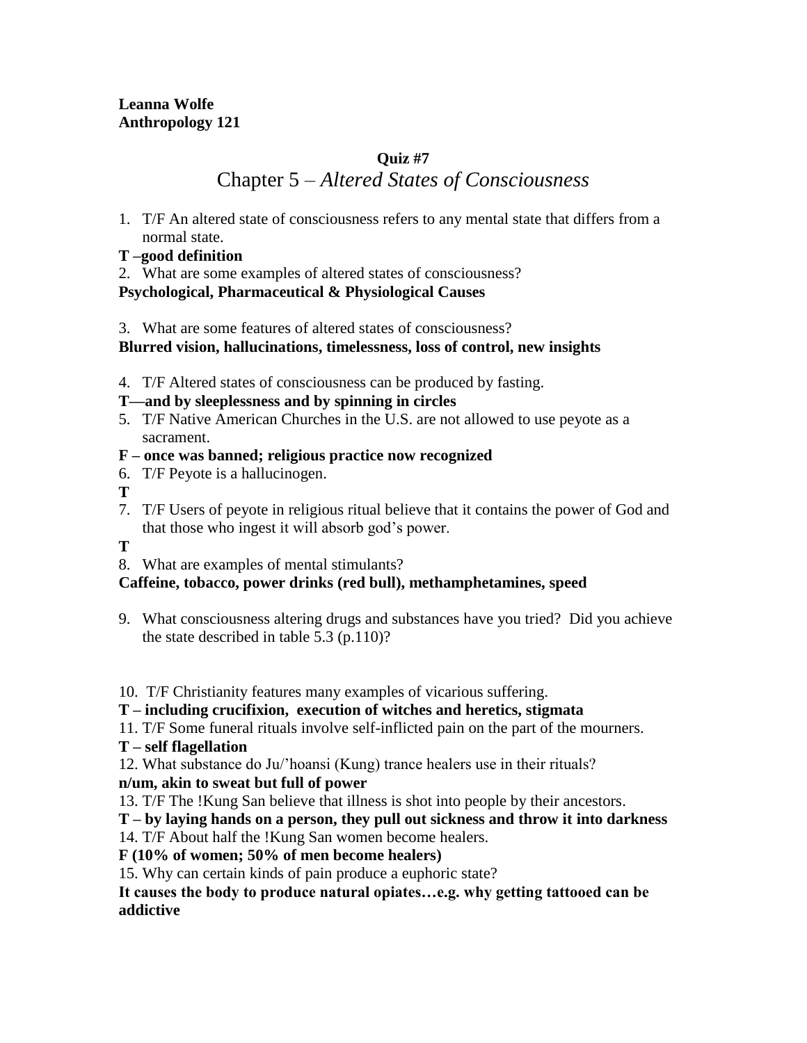**Leanna Wolfe**
**Anthropology 121**

**Quiz #7**

# Chapter 5 – *Altered States of Consciousness*

1. T/F An altered state of consciousness refers to any mental state that differs from a normal state.

**T –good definition**

2. What are some examples of altered states of consciousness?

**Psychological, Pharmaceutical & Physiological Causes**

3. What are some features of altered states of consciousness?

**Blurred vision, hallucinations, timelessness, loss of control, new insights**

4. T/F Altered states of consciousness can be produced by fasting.

**T—and by sleeplessness and by spinning in circles**

5. T/F Native American Churches in the U.S. are not allowed to use peyote as a sacrament.

**F – once was banned; religious practice now recognized**

6. T/F Peyote is a hallucinogen.

**T**

7. T/F Users of peyote in religious ritual believe that it contains the power of God and that those who ingest it will absorb god's power.

**T**

8. What are examples of mental stimulants?

**Caffeine, tobacco, power drinks (red bull), methamphetamines, speed**

9. What consciousness altering drugs and substances have you tried? Did you achieve the state described in table 5.3 (p.110)?

10. T/F Christianity features many examples of vicarious suffering.

**T – including crucifixion, execution of witches and heretics, stigmata**

11. T/F Some funeral rituals involve self-inflicted pain on the part of the mourners.

**T – self flagellation**

12. What substance do Ju/'hoansi (Kung) trance healers use in their rituals?

**n/um, akin to sweat but full of power**

13. T/F The !Kung San believe that illness is shot into people by their ancestors.

**T – by laying hands on a person, they pull out sickness and throw it into darkness**

14. T/F About half the !Kung San women become healers.

**F (10% of women; 50% of men become healers)**

15. Why can certain kinds of pain produce a euphoric state?

**It causes the body to produce natural opiates…e.g. why getting tattooed can be addictive**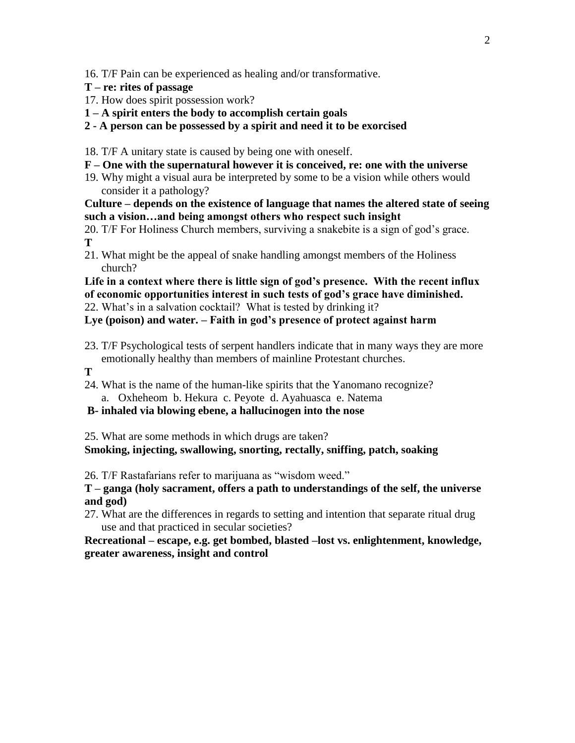16. T/F Pain can be experienced as healing and/or transformative.

**T – re: rites of passage**

17. How does spirit possession work?

**1 – A spirit enters the body to accomplish certain goals**

**2 - A person can be possessed by a spirit and need it to be exorcised**

18. T/F A unitary state is caused by being one with oneself.

**F – One with the supernatural however it is conceived, re: one with the universe**

19. Why might a visual aura be interpreted by some to be a vision while others would consider it a pathology?

**Culture – depends on the existence of language that names the altered state of seeing such a vision…and being amongst others who respect such insight**

20. T/F For Holiness Church members, surviving a snakebite is a sign of god's grace.

**T**

21. What might be the appeal of snake handling amongst members of the Holiness church?

**Life in a context where there is little sign of god's presence. With the recent influx of economic opportunities interest in such tests of god's grace have diminished.**

22. What's in a salvation cocktail? What is tested by drinking it?

**Lye (poison) and water. – Faith in god's presence of protect against harm**

23. T/F Psychological tests of serpent handlers indicate that in many ways they are more emotionally healthy than members of mainline Protestant churches.

**T**

24. What is the name of the human-like spirits that the Yanomano recognize?
    a. Oxheheom b. Hekura c. Peyote d. Ayahuasca e. Natema

**B- inhaled via blowing ebene, a hallucinogen into the nose**

25. What are some methods in which drugs are taken?

**Smoking, injecting, swallowing, snorting, rectally, sniffing, patch, soaking**

26. T/F Rastafarians refer to marijuana as "wisdom weed."

**T – ganga (holy sacrament, offers a path to understandings of the self, the universe and god)**

27. What are the differences in regards to setting and intention that separate ritual drug use and that practiced in secular societies?

**Recreational – escape, e.g. get bombed, blasted –lost vs. enlightenment, knowledge, greater awareness, insight and control**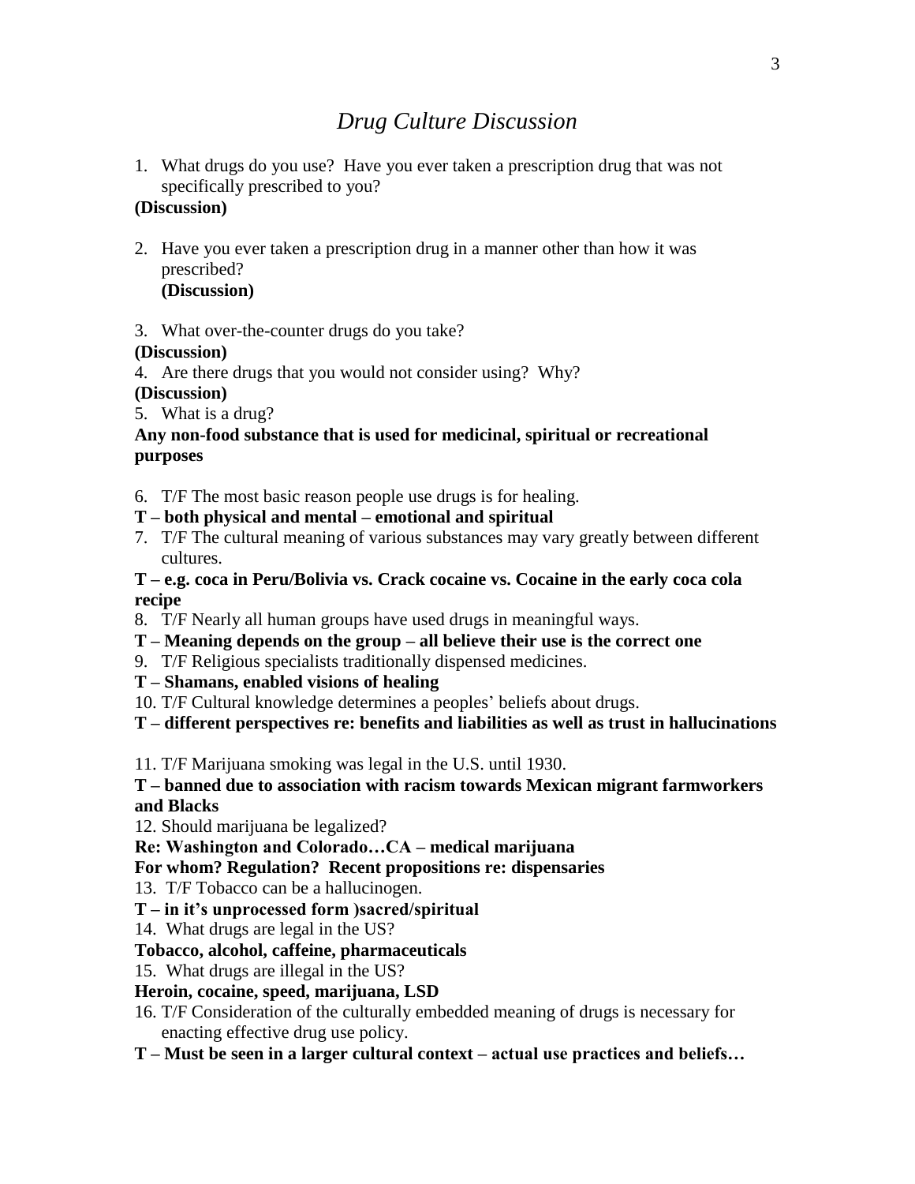# *Drug Culture Discussion*

1. What drugs do you use? Have you ever taken a prescription drug that was not specifically prescribed to you?

**(Discussion)**

2. Have you ever taken a prescription drug in a manner other than how it was prescribed?
   **(Discussion)**

3. What over-the-counter drugs do you take?

**(Discussion)**

4. Are there drugs that you would not consider using? Why?

**(Discussion)**

5. What is a drug?

**Any non-food substance that is used for medicinal, spiritual or recreational purposes**

6. T/F The most basic reason people use drugs is for healing.

**T – both physical and mental – emotional and spiritual**

7. T/F The cultural meaning of various substances may vary greatly between different cultures.

**T – e.g. coca in Peru/Bolivia vs. Crack cocaine vs. Cocaine in the early coca cola recipe**

8. T/F Nearly all human groups have used drugs in meaningful ways.

**T – Meaning depends on the group – all believe their use is the correct one**

9. T/F Religious specialists traditionally dispensed medicines.

**T – Shamans, enabled visions of healing**

10. T/F Cultural knowledge determines a peoples' beliefs about drugs.

**T – different perspectives re: benefits and liabilities as well as trust in hallucinations**

11. T/F Marijuana smoking was legal in the U.S. until 1930.

**T – banned due to association with racism towards Mexican migrant farmworkers and Blacks**

12. Should marijuana be legalized?

**Re: Washington and Colorado…CA – medical marijuana**

**For whom? Regulation? Recent propositions re: dispensaries**

13. T/F Tobacco can be a hallucinogen.

**T – in it's unprocessed form )sacred/spiritual**

14. What drugs are legal in the US?

**Tobacco, alcohol, caffeine, pharmaceuticals**

15. What drugs are illegal in the US?

**Heroin, cocaine, speed, marijuana, LSD**

16. T/F Consideration of the culturally embedded meaning of drugs is necessary for enacting effective drug use policy.

**T – Must be seen in a larger cultural context – actual use practices and beliefs…**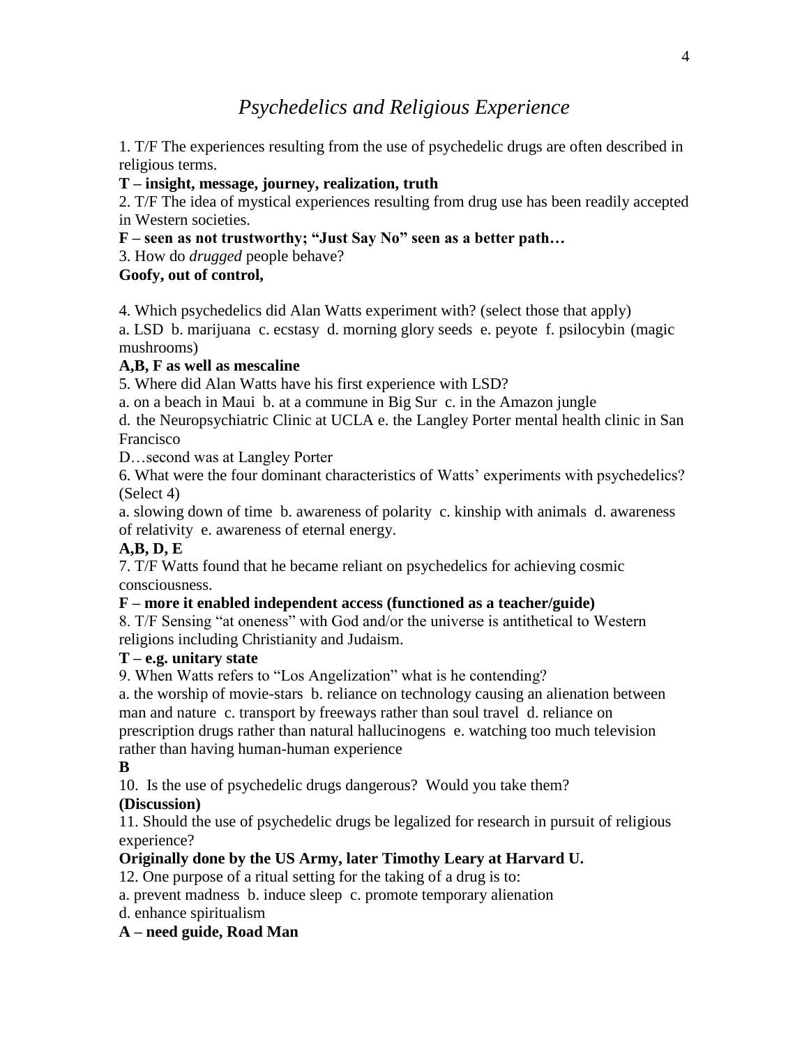# *Psychedelics and Religious Experience*

1. T/F The experiences resulting from the use of psychedelic drugs are often described in religious terms.

**T – insight, message, journey, realization, truth**

2. T/F The idea of mystical experiences resulting from drug use has been readily accepted in Western societies.

**F – seen as not trustworthy; "Just Say No" seen as a better path…**

3. How do *drugged* people behave?

**Goofy, out of control,**

4. Which psychedelics did Alan Watts experiment with? (select those that apply)

a. LSD b. marijuana c. ecstasy d. morning glory seeds e. peyote f. psilocybin (magic mushrooms)

**A,B, F as well as mescaline**

5. Where did Alan Watts have his first experience with LSD?

a. on a beach in Maui b. at a commune in Big Sur c. in the Amazon jungle
d. the Neuropsychiatric Clinic at UCLA e. the Langley Porter mental health clinic in San Francisco

D…second was at Langley Porter

6. What were the four dominant characteristics of Watts' experiments with psychedelics? (Select 4)

a. slowing down of time b. awareness of polarity c. kinship with animals d. awareness of relativity e. awareness of eternal energy.

**A,B, D, E**

7. T/F Watts found that he became reliant on psychedelics for achieving cosmic consciousness.

**F – more it enabled independent access (functioned as a teacher/guide)**

8. T/F Sensing "at oneness" with God and/or the universe is antithetical to Western religions including Christianity and Judaism.

**T – e.g. unitary state**

9. When Watts refers to "Los Angelization" what is he contending?

a. the worship of movie-stars b. reliance on technology causing an alienation between man and nature c. transport by freeways rather than soul travel d. reliance on prescription drugs rather than natural hallucinogens e. watching too much television rather than having human-human experience

**B**

10. Is the use of psychedelic drugs dangerous? Would you take them?

**(Discussion)**

11. Should the use of psychedelic drugs be legalized for research in pursuit of religious experience?

**Originally done by the US Army, later Timothy Leary at Harvard U.**

12. One purpose of a ritual setting for the taking of a drug is to:

a. prevent madness b. induce sleep c. promote temporary alienation
d. enhance spiritualism

**A – need guide, Road Man**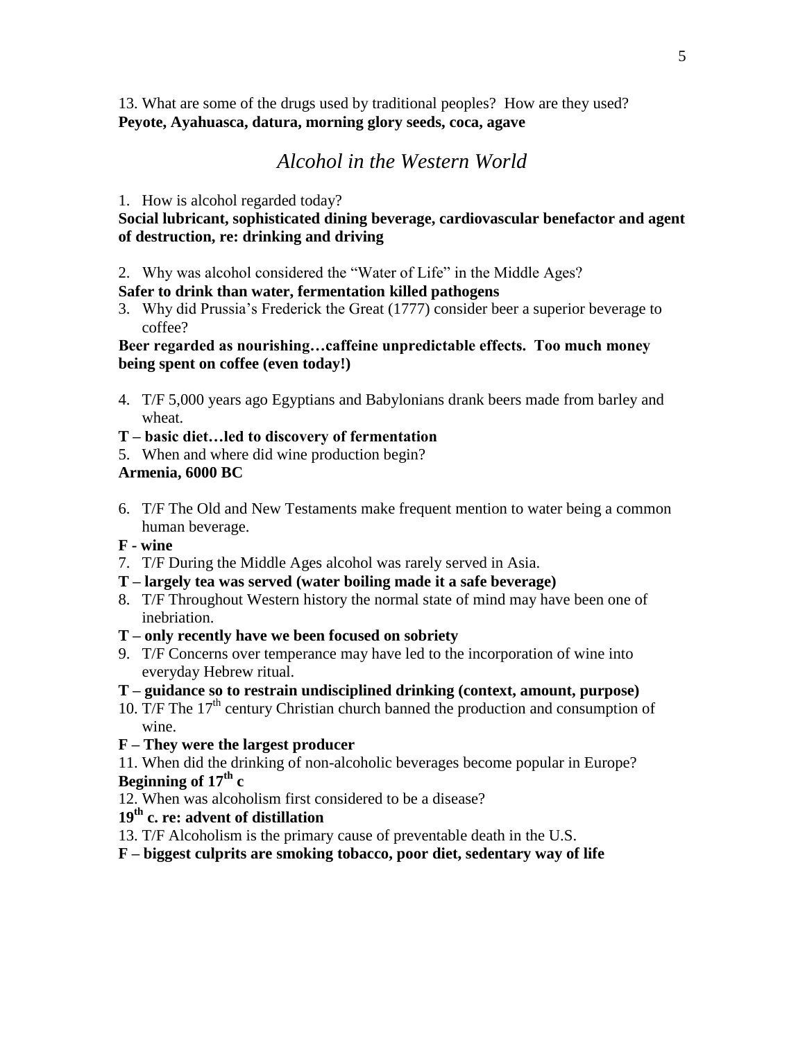13. What are some of the drugs used by traditional peoples? How are they used?
**Peyote, Ayahuasca, datura, morning glory seeds, coca, agave**

## *Alcohol in the Western World*

1. How is alcohol regarded today?

**Social lubricant, sophisticated dining beverage, cardiovascular benefactor and agent of destruction, re: drinking and driving**

2. Why was alcohol considered the "Water of Life" in the Middle Ages?

**Safer to drink than water, fermentation killed pathogens**

3. Why did Prussia's Frederick the Great (1777) consider beer a superior beverage to coffee?

**Beer regarded as nourishing…caffeine unpredictable effects. Too much money being spent on coffee (even today!)**

4. T/F 5,000 years ago Egyptians and Babylonians drank beers made from barley and wheat.

**T – basic diet…led to discovery of fermentation**

5. When and where did wine production begin?

**Armenia, 6000 BC**

6. T/F The Old and New Testaments make frequent mention to water being a common human beverage.

**F - wine**

7. T/F During the Middle Ages alcohol was rarely served in Asia.

**T – largely tea was served (water boiling made it a safe beverage)**

8. T/F Throughout Western history the normal state of mind may have been one of inebriation.

**T – only recently have we been focused on sobriety**

9. T/F Concerns over temperance may have led to the incorporation of wine into everyday Hebrew ritual.

**T – guidance so to restrain undisciplined drinking (context, amount, purpose)**

10. T/F The 17th century Christian church banned the production and consumption of wine.

**F – They were the largest producer**

11. When did the drinking of non-alcoholic beverages become popular in Europe?

**Beginning of 17th c**

12. When was alcoholism first considered to be a disease?

**19th c. re: advent of distillation**

13. T/F Alcoholism is the primary cause of preventable death in the U.S.

**F – biggest culprits are smoking tobacco, poor diet, sedentary way of life**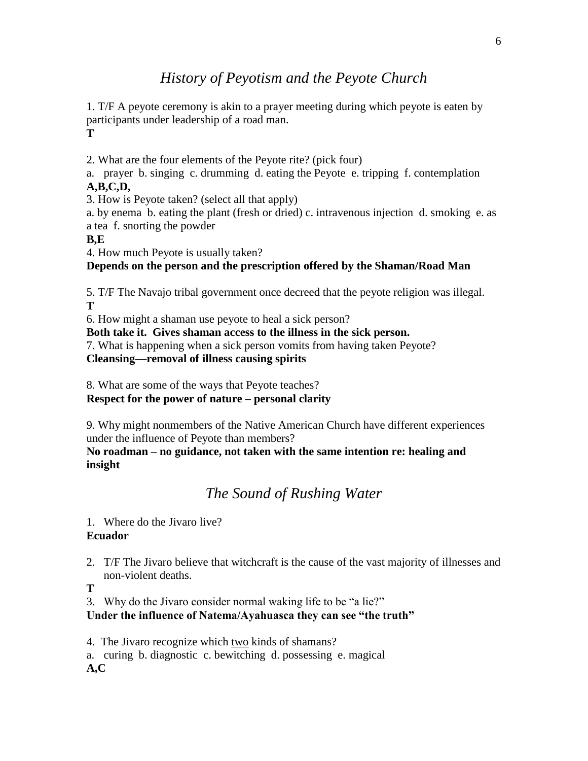## *History of Peyotism and the Peyote Church*

1. T/F A peyote ceremony is akin to a prayer meeting during which peyote is eaten by participants under leadership of a road man.
**T**

2. What are the four elements of the Peyote rite? (pick four)
a. prayer b. singing c. drumming d. eating the Peyote e. tripping f. contemplation
**A,B,C,D,**

3. How is Peyote taken? (select all that apply)
a. by enema b. eating the plant (fresh or dried) c. intravenous injection d. smoking e. as a tea f. snorting the powder
**B,E**

4. How much Peyote is usually taken?
**Depends on the person and the prescription offered by the Shaman/Road Man**

5. T/F The Navajo tribal government once decreed that the peyote religion was illegal.
**T**

6. How might a shaman use peyote to heal a sick person?
**Both take it. Gives shaman access to the illness in the sick person.**

7. What is happening when a sick person vomits from having taken Peyote?
**Cleansing—removal of illness causing spirits**

8. What are some of the ways that Peyote teaches?
**Respect for the power of nature – personal clarity**

9. Why might nonmembers of the Native American Church have different experiences under the influence of Peyote than members?
**No roadman – no guidance, not taken with the same intention re: healing and insight**

## *The Sound of Rushing Water*

1. Where do the Jivaro live?
**Ecuador**

2. T/F The Jivaro believe that witchcraft is the cause of the vast majority of illnesses and non-violent deaths.
**T**

3. Why do the Jivaro consider normal waking life to be "a lie?"
**Under the influence of Natema/Ayahuasca they can see "the truth"**

4. The Jivaro recognize which <u>two</u> kinds of shamans?
a. curing b. diagnostic c. bewitching d. possessing e. magical
**A,C**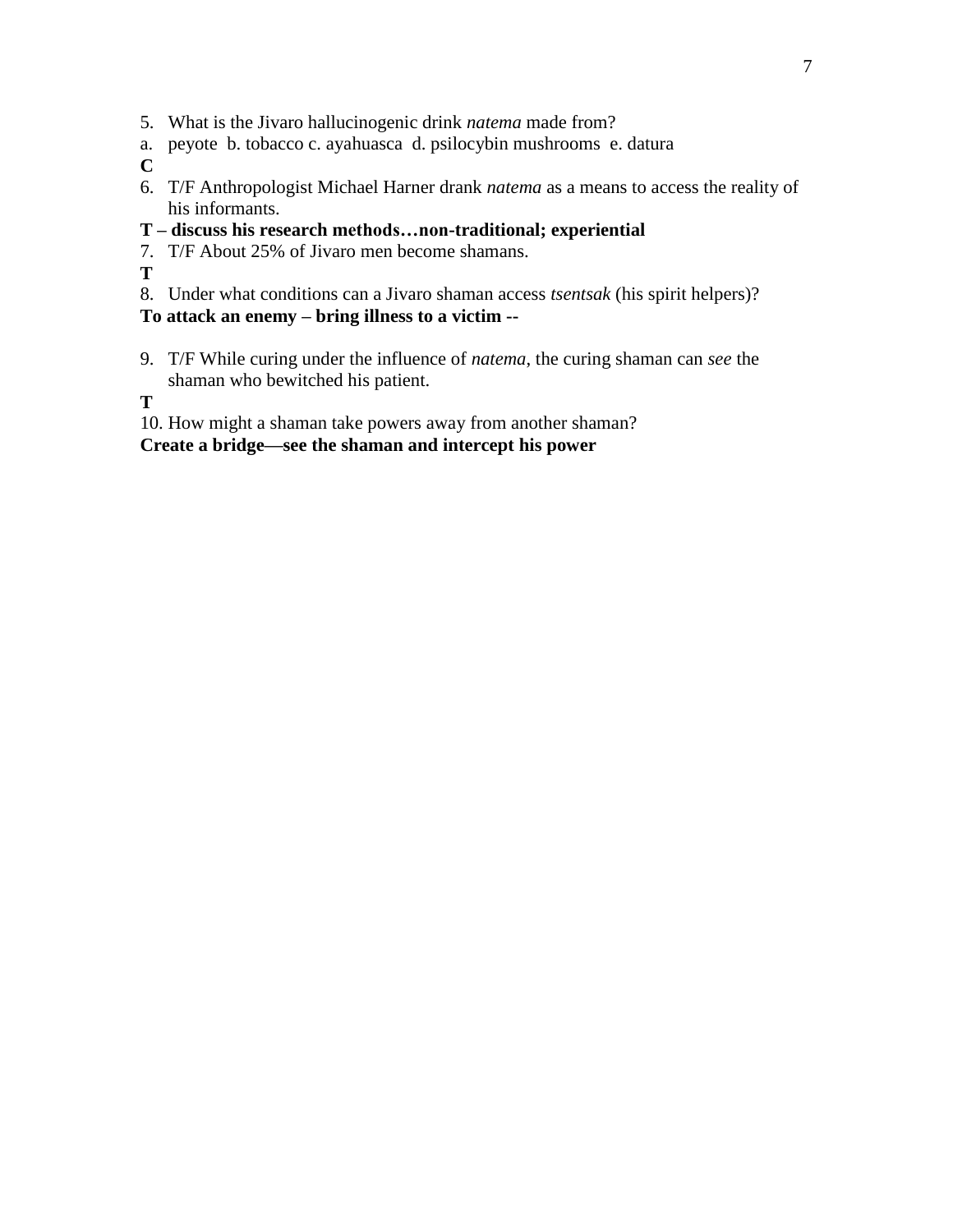5. What is the Jivaro hallucinogenic drink *natema* made from?

a. peyote b. tobacco c. ayahuasca d. psilocybin mushrooms e. datura

**C**

6. T/F Anthropologist Michael Harner drank *natema* as a means to access the reality of his informants.

**T – discuss his research methods…non-traditional; experiential**

7. T/F About 25% of Jivaro men become shamans.

**T**

8. Under what conditions can a Jivaro shaman access *tsentsak* (his spirit helpers)?

**To attack an enemy – bring illness to a victim --**

9. T/F While curing under the influence of *natema*, the curing shaman can *see* the shaman who bewitched his patient.

**T**

10. How might a shaman take powers away from another shaman?

**Create a bridge—see the shaman and intercept his power**